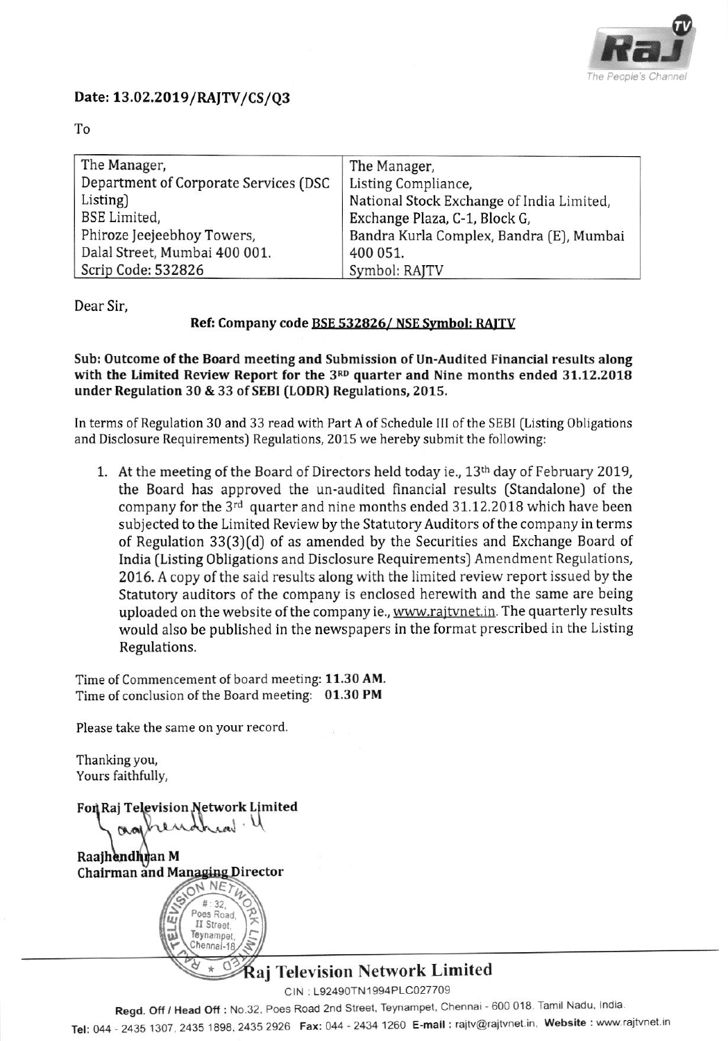**Date: 13.02.2019/RAJTV/CS/Q3**

To

| The Manager, Department of Corporate Services (DSC Listing) BSE Limited, Phiroze Jeejeebhoy Towers, Dalal Street, Mumbai 400 001. Scrip Code: 532826 | The Manager, Listing Compliance, National Stock Exchange of India Limited, Exchange Plaza, C-1, Block G, Bandra Kurla Complex, Bandra (E), Mumbai 400 051. Symbol: RAJTV |
|---|---|

Dear Sir,

**Ref: Company code BSE 532826/ NSE Symbol: RAJTV**

**Sub: Outcome of the Board meeting and Submission of Un-Audited Financial results along with the Limited Review Report for the 3RD quarter and Nine months ended 31.12.2018 under Regulation 30 & 33 of SEBI (LODR) Regulations, 2015.**

In terms of Regulation 30 and 33 read with Part A of Schedule III of the SEBI (Listing Obligations and Disclosure Requirements) Regulations, 2015 we hereby submit the following:

1. At the meeting of the Board of Directors held today ie., 13th day of February 2019, the Board has approved the un-audited financial results (Standalone) of the company for the 3rd quarter and nine months ended 31.12.2018 which have been subjected to the Limited Review by the Statutory Auditors of the company in terms of Regulation 33(3)(d) of as amended by the Securities and Exchange Board of India (Listing Obligations and Disclosure Requirements) Amendment Regulations, 2016. A copy of the said results along with the limited review report issued by the Statutory auditors of the company is enclosed herewith and the same are being uploaded on the website of the company ie., www.rajtvnet.in. The quarterly results would also be published in the newspapers in the format prescribed in the Listing Regulations.

Time of Commencement of board meeting: **11.30 AM.**
Time of conclusion of the Board meeting: **01.30 PM**

Please take the same on your record.

Thanking you,
Yours faithfully,

**For Raj Television Network Limited**

**Raajhendhran M**
**Chairman and Managing Director**

**Raj Television Network Limited**
CIN : L92490TN1994PLC027709
**Regd. Off / Head Off :** No.32, Poes Road 2nd Street, Teynampet, Chennai - 600 018. Tamil Nadu, India.
**Tel:** 044 - 2435 1307, 2435 1898, 2435 2926 **Fax:** 044 - 2434 1260 **E-mail :** rajtv@rajtvnet.in, **Website :** www.rajtvnet.in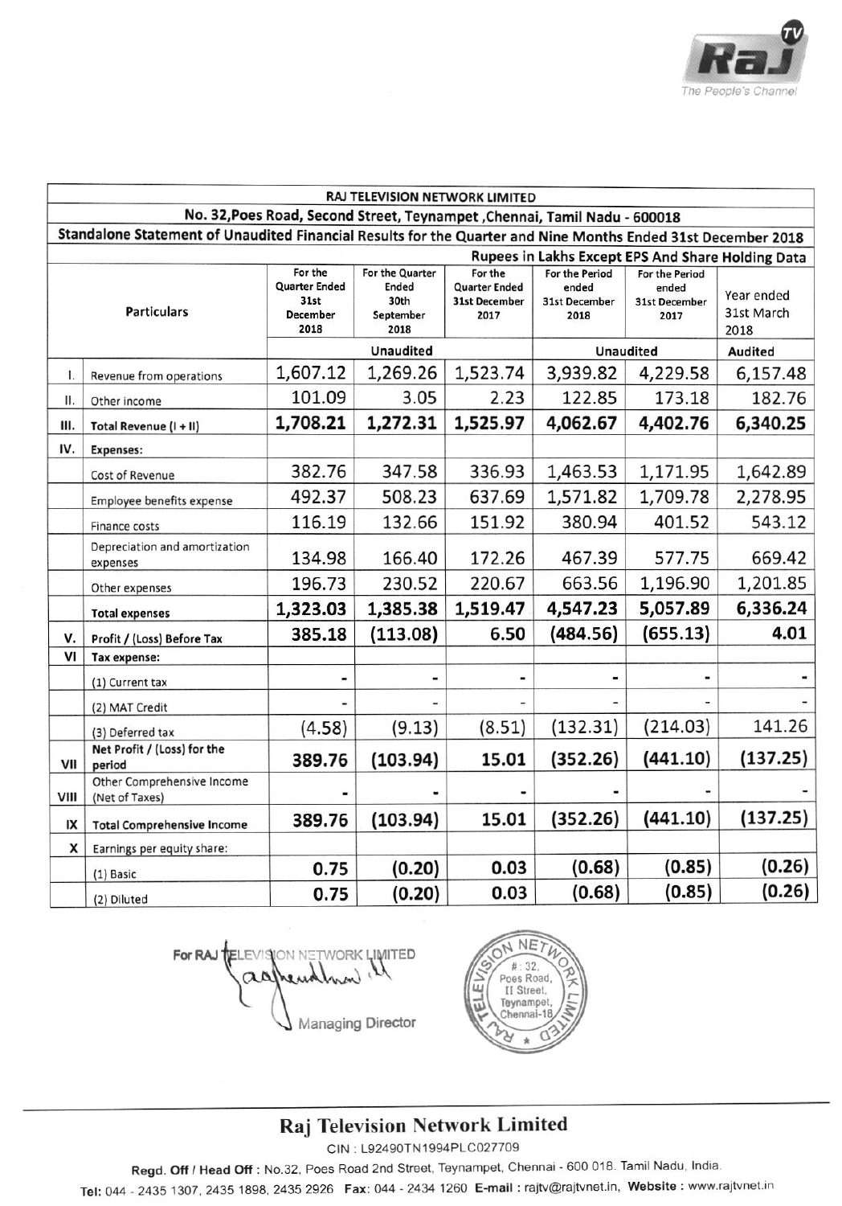| | RAJ TELEVISION NETWORK LIMITED | | | | | | |
|---|---|---|---|---|---|---|---|
| | No. 32,Poes Road, Second Street, Teynampet ,Chennai, Tamil Nadu - 600018 | | | | | | |
| | Standalone Statement of Unaudited Financial Results for the Quarter and Nine Months Ended 31st December 2018 | | | | | | |
| | | | | | | | Rupees in Lakhs Except EPS And Share Holding Data |
| | Particulars | For the Quarter Ended 31st December 2018 | For the Quarter Ended 30th September 2018 | For the Quarter Ended 31st December 2017 | For the Period ended 31st December 2018 | For the Period ended 31st December 2017 | Year ended 31st March 2018 |
| | | Unaudited | | | Unaudited | | Audited |
| I. | Revenue from operations | 1,607.12 | 1,269.26 | 1,523.74 | 3,939.82 | 4,229.58 | 6,157.48 |
| II. | Other income | 101.09 | 3.05 | 2.23 | 122.85 | 173.18 | 182.76 |
| III. | **Total Revenue (I + II)** | **1,708.21** | **1,272.31** | **1,525.97** | **4,062.67** | **4,402.76** | **6,340.25** |
| IV. | **Expenses:** | | | | | | |
| | Cost of Revenue | 382.76 | 347.58 | 336.93 | 1,463.53 | 1,171.95 | 1,642.89 |
| | Employee benefits expense | 492.37 | 508.23 | 637.69 | 1,571.82 | 1,709.78 | 2,278.95 |
| | Finance costs | 116.19 | 132.66 | 151.92 | 380.94 | 401.52 | 543.12 |
| | Depreciation and amortization expenses | 134.98 | 166.40 | 172.26 | 467.39 | 577.75 | 669.42 |
| | Other expenses | 196.73 | 230.52 | 220.67 | 663.56 | 1,196.90 | 1,201.85 |
| | **Total expenses** | **1,323.03** | **1,385.38** | **1,519.47** | **4,547.23** | **5,057.89** | **6,336.24** |
| V. | Profit / (Loss) Before Tax | **385.18** | **(113.08)** | **6.50** | **(484.56)** | **(655.13)** | **4.01** |
| VI | Tax expense: | | | | | | |
| | (1) Current tax | - | - | - | - | - | - |
| | (2) MAT Credit | - | - | - | - | - | - |
| | (3) Deferred tax | (4.58) | (9.13) | (8.51) | (132.31) | (214.03) | 141.26 |
| VII | Net Profit / (Loss) for the period | **389.76** | **(103.94)** | **15.01** | **(352.26)** | **(441.10)** | **(137.25)** |
| VIII | Other Comprehensive Income (Net of Taxes) | - | - | - | - | - | - |
| IX | **Total Comprehensive Income** | **389.76** | **(103.94)** | **15.01** | **(352.26)** | **(441.10)** | **(137.25)** |
| X | Earnings per equity share: | | | | | | |
| | (1) Basic | **0.75** | **(0.20)** | **0.03** | **(0.68)** | **(0.85)** | **(0.26)** |
| | (2) Diluted | **0.75** | **(0.20)** | **0.03** | **(0.68)** | **(0.85)** | **(0.26)** |

For RAJ TELEVISION NETWORK LIMITED

Managing Director

**Raj Television Network Limited**

CIN : L92490TN1994PLC027709

Regd. Off / Head Off : No.32, Poes Road 2nd Street, Teynampet, Chennai - 600 018. Tamil Nadu, India.

Tel: 044 - 2435 1307, 2435 1898, 2435 2926 Fax: 044 - 2434 1260 E-mail : rajtv@rajtvnet.in, Website : www.rajtvnet.in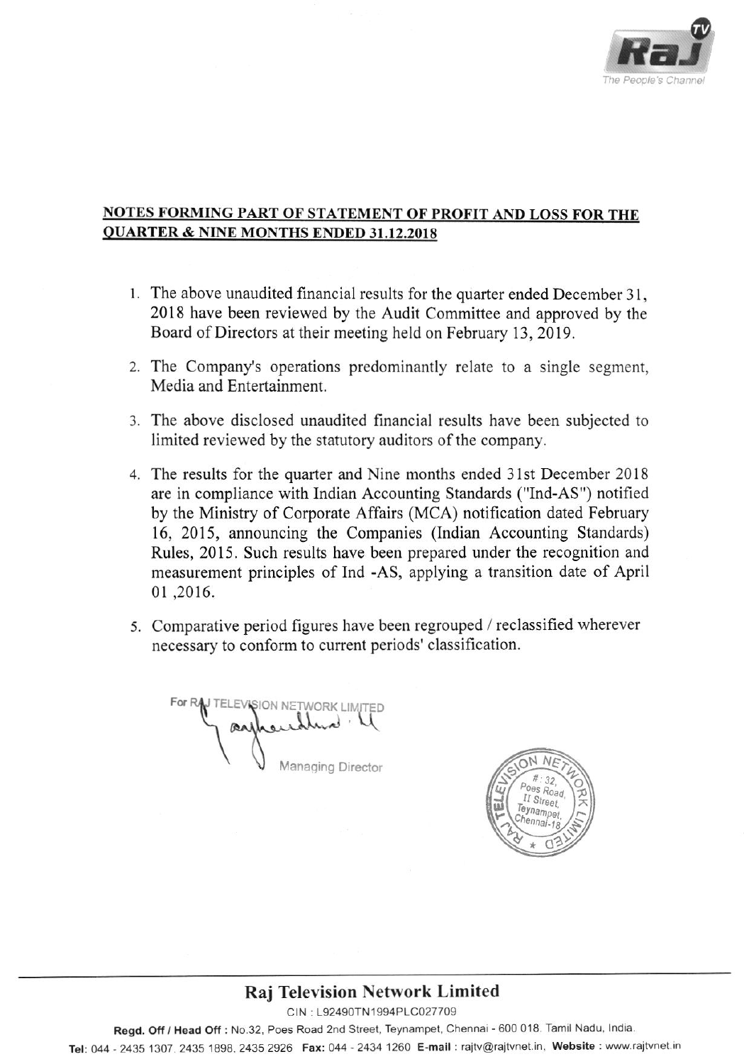## NOTES FORMING PART OF STATEMENT OF PROFIT AND LOSS FOR THE QUARTER & NINE MONTHS ENDED 31.12.2018

1. The above unaudited financial results for the quarter ended December 31, 2018 have been reviewed by the Audit Committee and approved by the Board of Directors at their meeting held on February 13, 2019.

2. The Company's operations predominantly relate to a single segment, Media and Entertainment.

3. The above disclosed unaudited financial results have been subjected to limited reviewed by the statutory auditors of the company.

4. The results for the quarter and Nine months ended 31st December 2018 are in compliance with Indian Accounting Standards ("Ind-AS") notified by the Ministry of Corporate Affairs (MCA) notification dated February 16, 2015, announcing the Companies (Indian Accounting Standards) Rules, 2015. Such results have been prepared under the recognition and measurement principles of Ind -AS, applying a transition date of April 01 ,2016.

5. Comparative period figures have been regrouped / reclassified wherever necessary to conform to current periods' classification.

For RAJ TELEVISION NETWORK LIMITED

Managing Director

**Raj Television Network Limited**

CIN : L92490TN1994PLC027709

**Regd. Off / Head Off :** No.32, Poes Road 2nd Street, Teynampet, Chennai - 600 018. Tamil Nadu, India.

**Tel:** 044 - 2435 1307, 2435 1898, 2435 2926 **Fax:** 044 - 2434 1260 **E-mail :** rajtv@rajtvnet.in, **Website :** www.rajtvnet.in